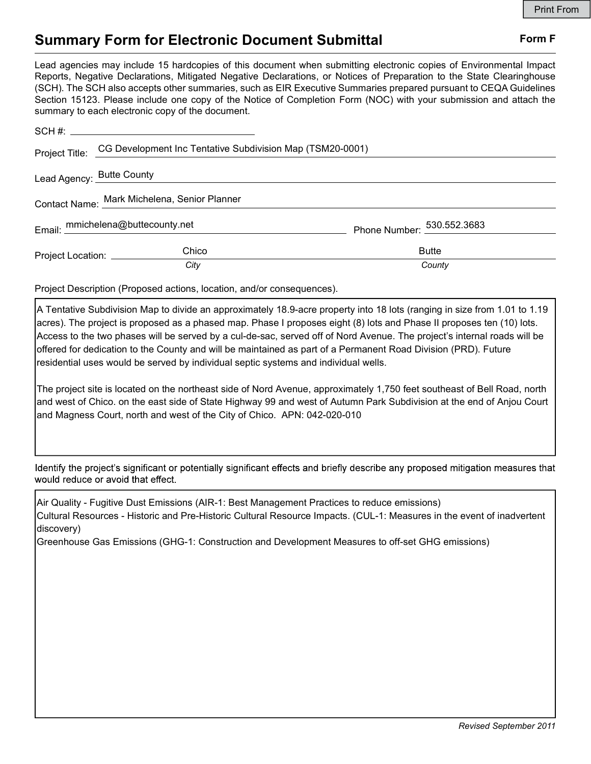Print From

# Summary Form for Electronic Document Submittal

**Form F**

Lead agencies may include 15 hardcopies of this document when submitting electronic copies of Environmental Impact Reports, Negative Declarations, Mitigated Negative Declarations, or Notices of Preparation to the State Clearinghouse (SCH). The SCH also accepts other summaries, such as EIR Executive Summaries prepared pursuant to CEQA Guidelines Section 15123. Please include one copy of the Notice of Completion Form (NOC) with your submission and attach the summary to each electronic copy of the document.

SCH #: 

Project Title: CG Development Inc Tentative Subdivision Map (TSM20-0001)

Lead Agency: Butte County

Contact Name: Mark Michelena, Senior Planner

Email: mmichelena@buttecounty.net

Phone Number: 530.552.3683

Project Location: Chico (*City*), Butte (*County*)

Project Description (Proposed actions, location, and/or consequences).

A Tentative Subdivision Map to divide an approximately 18.9-acre property into 18 lots (ranging in size from 1.01 to 1.19 acres). The project is proposed as a phased map. Phase I proposes eight (8) lots and Phase II proposes ten (10) lots. Access to the two phases will be served by a cul-de-sac, served off of Nord Avenue. The project's internal roads will be offered for dedication to the County and will be maintained as part of a Permanent Road Division (PRD). Future residential uses would be served by individual septic systems and individual wells.

The project site is located on the northeast side of Nord Avenue, approximately 1,750 feet southeast of Bell Road, north and west of Chico. on the east side of State Highway 99 and west of Autumn Park Subdivision at the end of Anjou Court and Magness Court, north and west of the City of Chico. APN: 042-020-010

Identify the project's significant or potentially significant effects and briefly describe any proposed mitigation measures that would reduce or avoid that effect.

Air Quality - Fugitive Dust Emissions (AIR-1: Best Management Practices to reduce emissions)
Cultural Resources - Historic and Pre-Historic Cultural Resource Impacts. (CUL-1: Measures in the event of inadvertent discovery)
Greenhouse Gas Emissions (GHG-1: Construction and Development Measures to off-set GHG emissions)

*Revised September 2011*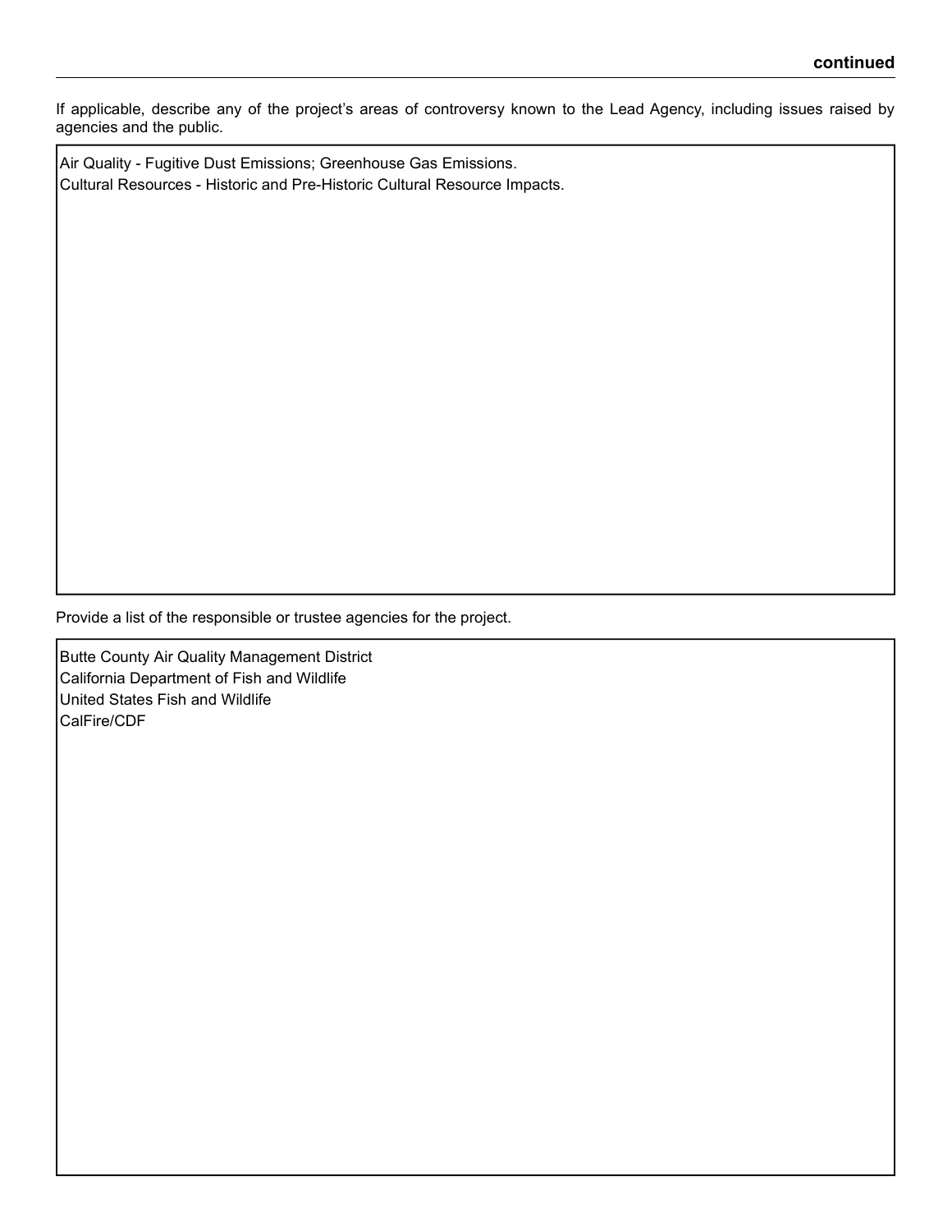**continued**

If applicable, describe any of the project's areas of controversy known to the Lead Agency, including issues raised by agencies and the public.

Air Quality - Fugitive Dust Emissions; Greenhouse Gas Emissions.
Cultural Resources - Historic and Pre-Historic Cultural Resource Impacts.

Provide a list of the responsible or trustee agencies for the project.

Butte County Air Quality Management District
California Department of Fish and Wildlife
United States Fish and Wildlife
CalFire/CDF